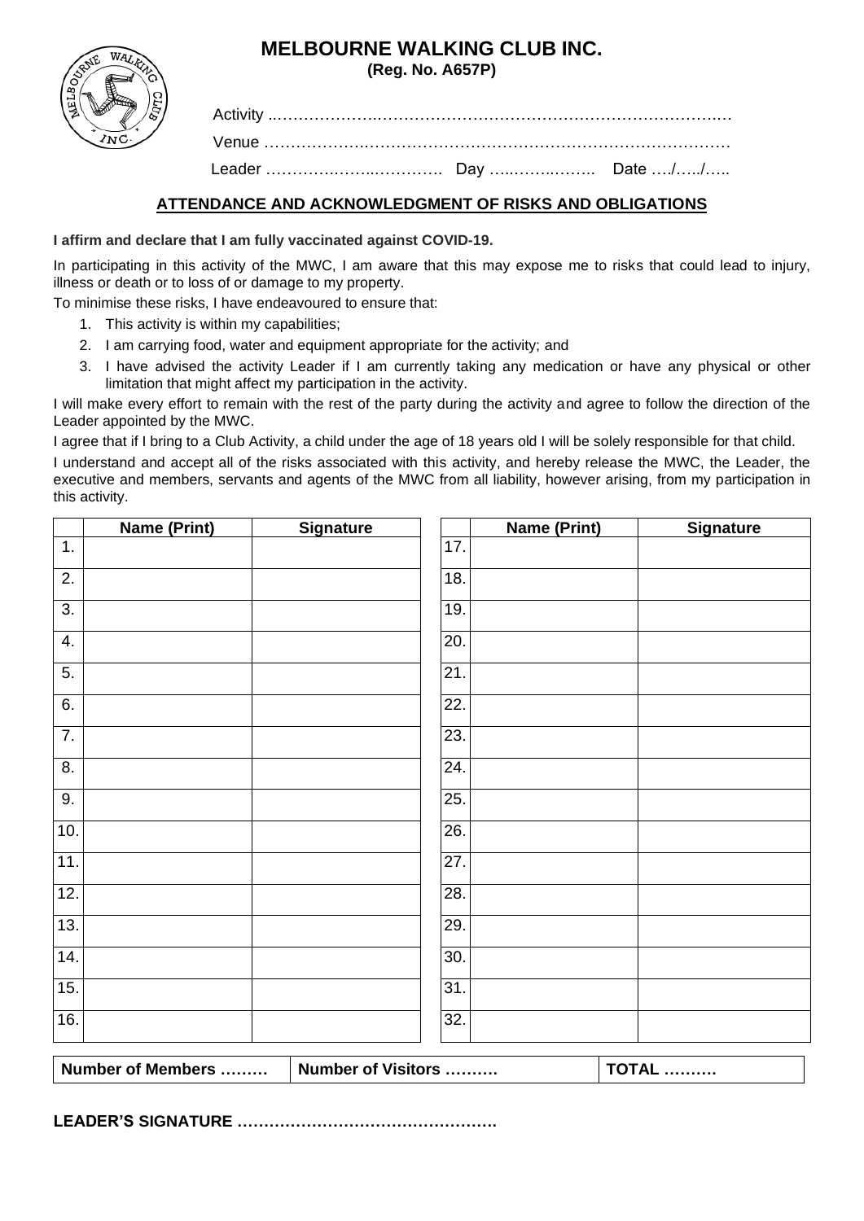# MELBOURNE WALKING CLUB INC.

**(Reg. No. A657P)**

Activity ..……………….…………………………………………………….…

Venue ………………….……………………………………………………………

Leader …………….……..…………. Day …..…….…….. Date …./…../…..

## ATTENDANCE AND ACKNOWLEDGMENT OF RISKS AND OBLIGATIONS

**I affirm and declare that I am fully vaccinated against COVID-19.**

In participating in this activity of the MWC, I am aware that this may expose me to risks that could lead to injury, illness or death or to loss of or damage to my property.

To minimise these risks, I have endeavoured to ensure that:

1. This activity is within my capabilities;
2. I am carrying food, water and equipment appropriate for the activity; and
3. I have advised the activity Leader if I am currently taking any medication or have any physical or other limitation that might affect my participation in the activity.

I will make every effort to remain with the rest of the party during the activity and agree to follow the direction of the Leader appointed by the MWC.

I agree that if I bring to a Club Activity, a child under the age of 18 years old I will be solely responsible for that child.

I understand and accept all of the risks associated with this activity, and hereby release the MWC, the Leader, the executive and members, servants and agents of the MWC from all liability, however arising, from my participation in this activity.

| | Name (Print) | Signature |
|---|---|---|
| 1. | | |
| 2. | | |
| 3. | | |
| 4. | | |
| 5. | | |
| 6. | | |
| 7. | | |
| 8. | | |
| 9. | | |
| 10. | | |
| 11. | | |
| 12. | | |
| 13. | | |
| 14. | | |
| 15. | | |
| 16. | | |

| | Name (Print) | Signature |
|---|---|---|
| 17. | | |
| 18. | | |
| 19. | | |
| 20. | | |
| 21. | | |
| 22. | | |
| 23. | | |
| 24. | | |
| 25. | | |
| 26. | | |
| 27. | | |
| 28. | | |
| 29. | | |
| 30. | | |
| 31. | | |
| 32. | | |

| Number of Members ……… | Number of Visitors ………. | TOTAL ………. |
|---|---|---|

**LEADER'S SIGNATURE ………………………………………….**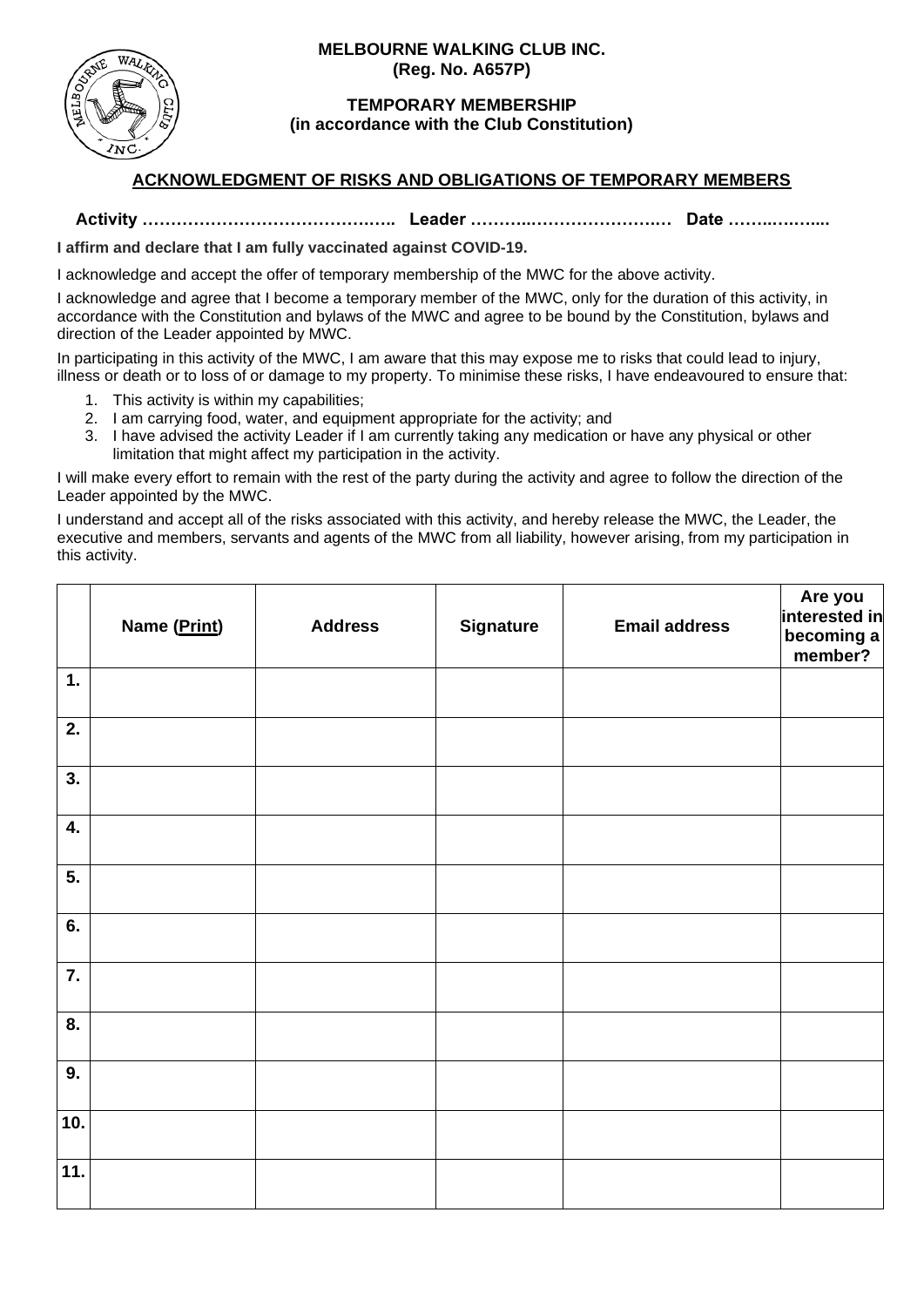**MELBOURNE WALKING CLUB INC.**
**(Reg. No. A657P)**

**TEMPORARY MEMBERSHIP**
**(in accordance with the Club Constitution)**

## ACKNOWLEDGMENT OF RISKS AND OBLIGATIONS OF TEMPORARY MEMBERS

**Activity …………………………………….. Leader ………..…………………… Date ……..……....**

**I affirm and declare that I am fully vaccinated against COVID-19.**

I acknowledge and accept the offer of temporary membership of the MWC for the above activity.

I acknowledge and agree that I become a temporary member of the MWC, only for the duration of this activity, in accordance with the Constitution and bylaws of the MWC and agree to be bound by the Constitution, bylaws and direction of the Leader appointed by MWC.

In participating in this activity of the MWC, I am aware that this may expose me to risks that could lead to injury, illness or death or to loss of or damage to my property. To minimise these risks, I have endeavoured to ensure that:

1. This activity is within my capabilities;
2. I am carrying food, water, and equipment appropriate for the activity; and
3. I have advised the activity Leader if I am currently taking any medication or have any physical or other limitation that might affect my participation in the activity.

I will make every effort to remain with the rest of the party during the activity and agree to follow the direction of the Leader appointed by the MWC.

I understand and accept all of the risks associated with this activity, and hereby release the MWC, the Leader, the executive and members, servants and agents of the MWC from all liability, however arising, from my participation in this activity.

| | Name (Print) | Address | Signature | Email address | Are you interested in becoming a member? |
|---|---|---|---|---|---|
| 1. | | | | | |
| 2. | | | | | |
| 3. | | | | | |
| 4. | | | | | |
| 5. | | | | | |
| 6. | | | | | |
| 7. | | | | | |
| 8. | | | | | |
| 9. | | | | | |
| 10. | | | | | |
| 11. | | | | | |